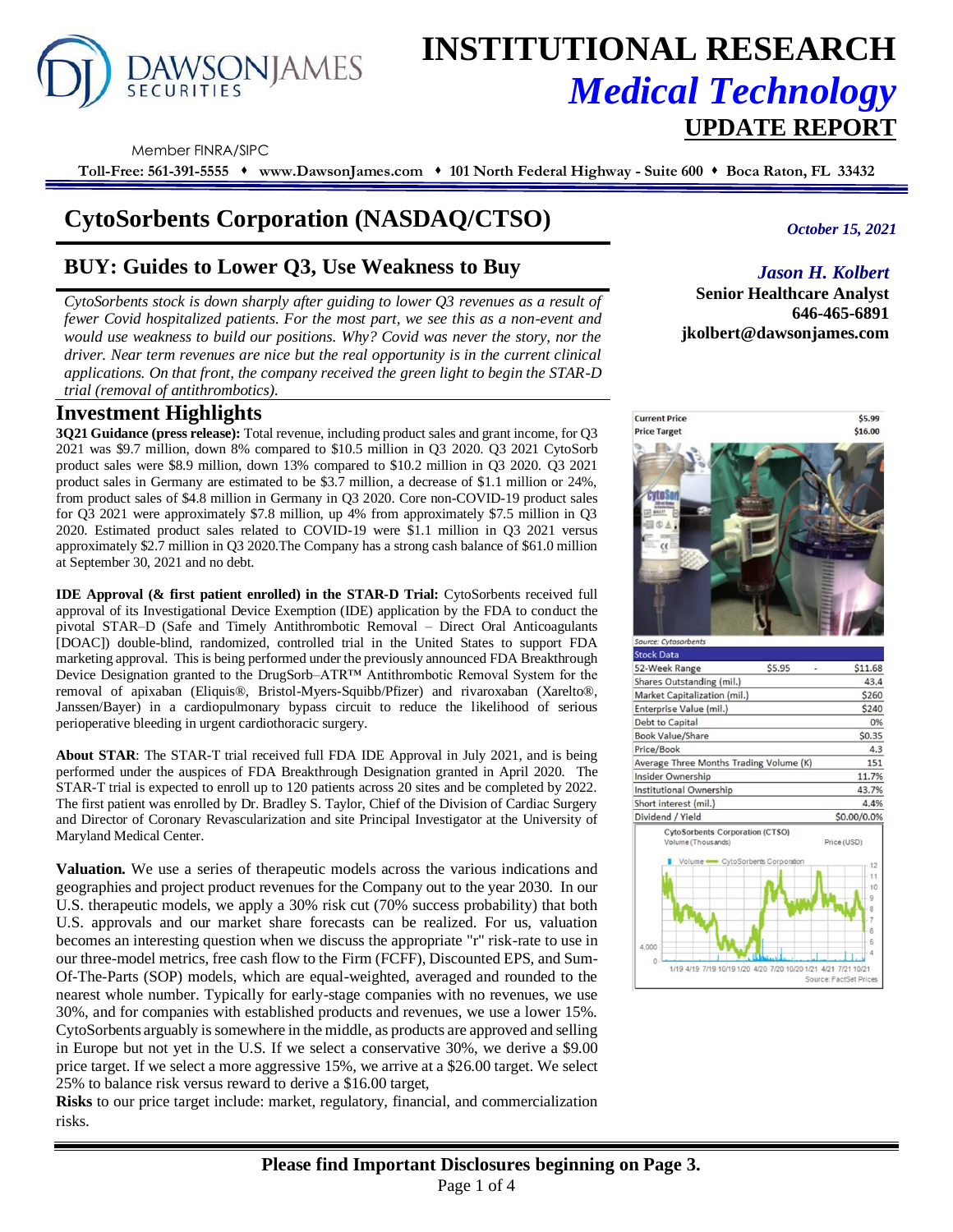# INSTITUTIONAL RESEARCH

## *Medical Technology*

## UPDATE REPORT

Member FINRA/SIPC

**Toll-Free: 561-391-5555 ♦ www.DawsonJames.com ♦ 101 North Federal Highway - Suite 600 ♦ Boca Raton, FL 33432**

# CytoSorbents Corporation (NASDAQ/CTSO)

*October 15, 2021*

*Jason H. Kolbert*
**Senior Healthcare Analyst**
**646-465-6891**
**jkolbert@dawsonjames.com**

## BUY: Guides to Lower Q3, Use Weakness to Buy

*CytoSorbents stock is down sharply after guiding to lower Q3 revenues as a result of fewer Covid hospitalized patients. For the most part, we see this as a non-event and would use weakness to build our positions. Why? Covid was never the story, nor the driver. Near term revenues are nice but the real opportunity is in the current clinical applications. On that front, the company received the green light to begin the STAR-D trial (removal of antithrombotics).*

## Investment Highlights

**3Q21 Guidance (press release):** Total revenue, including product sales and grant income, for Q3 2021 was $9.7 million, down 8% compared to $10.5 million in Q3 2020. Q3 2021 CytoSorb product sales were $8.9 million, down 13% compared to $10.2 million in Q3 2020. Q3 2021 product sales in Germany are estimated to be $3.7 million, a decrease of $1.1 million or 24%, from product sales of $4.8 million in Germany in Q3 2020. Core non-COVID-19 product sales for Q3 2021 were approximately $7.8 million, up 4% from approximately $7.5 million in Q3 2020. Estimated product sales related to COVID-19 were $1.1 million in Q3 2021 versus approximately $2.7 million in Q3 2020.The Company has a strong cash balance of $61.0 million at September 30, 2021 and no debt.

**IDE Approval (& first patient enrolled) in the STAR-D Trial:** CytoSorbents received full approval of its Investigational Device Exemption (IDE) application by the FDA to conduct the pivotal STAR–D (Safe and Timely Antithrombotic Removal – Direct Oral Anticoagulants [DOAC]) double-blind, randomized, controlled trial in the United States to support FDA marketing approval. This is being performed under the previously announced FDA Breakthrough Device Designation granted to the DrugSorb–ATR™ Antithrombotic Removal System for the removal of apixaban (Eliquis®, Bristol-Myers-Squibb/Pfizer) and rivaroxaban (Xarelto®, Janssen/Bayer) in a cardiopulmonary bypass circuit to reduce the likelihood of serious perioperative bleeding in urgent cardiothoracic surgery.

**About STAR**: The STAR-T trial received full FDA IDE Approval in July 2021, and is being performed under the auspices of FDA Breakthrough Designation granted in April 2020. The STAR-T trial is expected to enroll up to 120 patients across 20 sites and be completed by 2022. The first patient was enrolled by Dr. Bradley S. Taylor, Chief of the Division of Cardiac Surgery and Director of Coronary Revascularization and site Principal Investigator at the University of Maryland Medical Center.

**Valuation.** We use a series of therapeutic models across the various indications and geographies and project product revenues for the Company out to the year 2030. In our U.S. therapeutic models, we apply a 30% risk cut (70% success probability) that both U.S. approvals and our market share forecasts can be realized. For us, valuation becomes an interesting question when we discuss the appropriate "r" risk-rate to use in our three-model metrics, free cash flow to the Firm (FCFF), Discounted EPS, and Sum-Of-The-Parts (SOP) models, which are equal-weighted, averaged and rounded to the nearest whole number. Typically for early-stage companies with no revenues, we use 30%, and for companies with established products and revenues, we use a lower 15%. CytoSorbents arguably is somewhere in the middle, as products are approved and selling in Europe but not yet in the U.S. If we select a conservative 30%, we derive a $9.00 price target. If we select a more aggressive 15%, we arrive at a $26.00 target. We select 25% to balance risk versus reward to derive a $16.00 target,

**Risks** to our price target include: market, regulatory, financial, and commercialization risks.

| | |
|---|---|
| Current Price | $5.99 |
| Price Target | $16.00 |

Source: Cytosorbents

| Stock Data | |
|---|---|
| 52-Week Range | $5.95 - $11.68 |
| Shares Outstanding (mil.) | 43.4 |
| Market Capitalization (mil.) | $260 |
| Enterprise Value (mil.) | $240 |
| Debt to Capital | 0% |
| Book Value/Share | $0.35 |
| Price/Book | 4.3 |
| Average Three Months Trading Volume (K) | 151 |
| Insider Ownership | 11.7% |
| Institutional Ownership | 43.7% |
| Short interest (mil.) | 4.4% |
| Dividend / Yield | $0.00/0.0% |

CytoSorbents Corporation (CTSO)
Volume (Thousands) Price (USD)
Source: FactSet Prices

**Please find Important Disclosures beginning on Page 3.**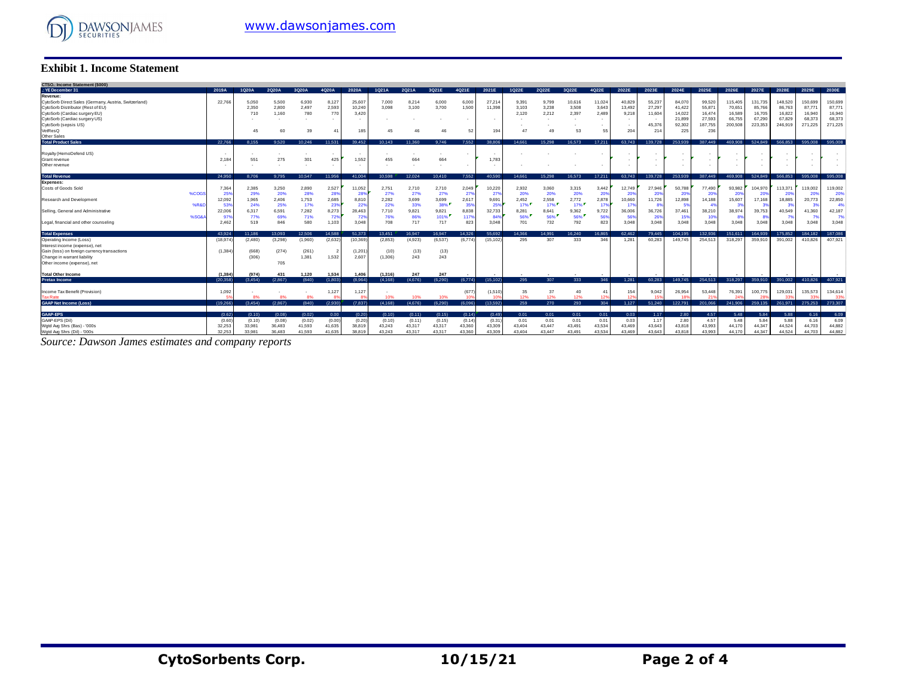### Exhibit 1. Income Statement

| CTSO.: Income Statement ($000) | | | | | | | | | | | | | | | | | | | | | | | | | | | |
|---|---|---|---|---|---|---|---|---|---|---|---|---|---|---|---|---|---|---|---|---|---|---|---|---|---|---|---|
| .: YE December 31 | 2019A | 1Q20A | 2Q20A | 3Q20A | 4Q20A | 2020A | 1Q21A | 2Q21A | 3Q21E | 4Q21E | 2021E | 1Q22E | 2Q22E | 3Q22E | 4Q22E | 2022E | 2023E | 2024E | 2025E | 2026E | 2027E | 2028E | 2029E | 2030E |
| **Revenue:** | | | | | | | | | | | | | | | | | | | | | | | | |
| CytoSorb Direct Sales (Germany, Austria, Switzerland) | 22,766 | 5,050 | 5,500 | 6,930 | 8,127 | 25,607 | 7,000 | 8,214 | 6,000 | 6,000 | 27,214 | 9,391 | 9,799 | 10,616 | 11,024 | 40,829 | 55,237 | 84,070 | 99,520 | 115,405 | 131,735 | 148,520 | 150,699 | 150,699 |
| CytoSorb Distributor (Rest of EU) | | 2,350 | 2,800 | 2,497 | 2,593 | 10,240 | 3,098 | 3,100 | 3,700 | 1,500 | 11,398 | 3,103 | 3,238 | 3,508 | 3,643 | 13,492 | 27,297 | 41,422 | 55,871 | 70,651 | 85,766 | 86,763 | 87,771 | 87,771 |
| CytoSorb (Cardiac surgery EU) | | 710 | 1,160 | 780 | 770 | 3,420 | | | | | | 2,120 | 2,212 | 2,397 | 2,489 | 9,218 | 11,604 | 14,022 | 16,474 | 16,589 | 16,705 | 16,822 | 16,940 | 16,940 |
| CytoSorb (Cardiac surgery US) | | - | - | - | - | - | - | - | - | - | - | - | - | - | - | - | - | 21,899 | 27,593 | 66,755 | 67,290 | 67,829 | 68,373 | 68,373 |
| CytoSorb (sepsis US) | | | | | | | | | | | | - | - | - | - | - | 45,376 | 92,302 | 187,755 | 200,508 | 223,353 | 246,919 | 271,225 | 271,225 |
| VetResQ | | 45 | 60 | 39 | 41 | 185 | 45 | 46 | 46 | 52 | 194 | 47 | 49 | 53 | 55 | 204 | 214 | 225 | 236 | | | | | |
| Other Sales | | | | | | | | | | | | | | | | | | | | | | | | |
| **Total Product Sales** | 22,766 | 8,155 | 9,520 | 10,246 | 11,531 | 39,452 | 10,143 | 11,360 | 9,746 | 7,552 | 38,806 | 14,661 | 15,298 | 16,573 | 17,211 | 63,743 | 139,728 | 253,939 | 387,449 | 469,908 | 524,849 | 566,853 | 595,008 | 595,008 |
| Royalty (HemoDefend US) | - | - | - | - | - | - | - | - | - | - | - | - | - | - | - | - | - | - | - | - | - | - | - | - |
| Grant revenue | 2,184 | 551 | 275 | 301 | 425 | 1,552 | 455 | 664 | 664 | | 1,783 | | | | | - | - | - | - | - | - | - | - | - |
| Other revenue | - | - | - | - | - | - | - | - | - | - | - | - | - | - | - | - | - | - | - | - | - | - | - | - |
| **Total Revenue** | 24,950 | 8,706 | 9,795 | 10,547 | 11,956 | 41,004 | 10,598 | 12,024 | 10,410 | 7,552 | 40,590 | 14,661 | 15,298 | 16,573 | 17,211 | 63,743 | 139,728 | 253,939 | 387,449 | 469,908 | 524,849 | 566,853 | 595,008 | 595,008 |
| **Expenses:** | | | | | | | | | | | | | | | | | | | | | | | | |
| Costs of Goods Sold | 7,364 | 2,385 | 3,250 | 2,890 | 2,527 | 11,052 | 2,751 | 2,710 | 2,710 | 2,049 | 10,220 | 2,932 | 3,060 | 3,315 | 3,442 | 12,749 | 27,946 | 50,788 | 77,490 | 93,982 | 104,970 | 113,371 | 119,002 | 119,002 |
| %COGS | 25% | 29% | 20% | 28% | 28% | 28% | 27% | 27% | 27% | 27% | 27% | 20% | 20% | 20% | 20% | 20% | 20% | 20% | 20% | 20% | 20% | 20% | 20% | 20% |
| Research and Development | 12,092 | 1,965 | 2,406 | 1,753 | 2,685 | 8,810 | 2,282 | 3,699 | 3,699 | 2,617 | 9,691 | 2,452 | 2,558 | 2,772 | 2,878 | 10,660 | 11,726 | 12,898 | 14,188 | 15,607 | 17,168 | 18,885 | 20,773 | 22,850 |
| %R&D | 53% | 24% | 25% | 17% | 23% | 22% | 22% | 33% | 38% | 35% | 25% | 17% | 17% | 17% | 17% | 17% | 8% | 5% | 4% | 3% | 3% | 3% | 3% | 4% |
| Selling, General and Administrative | 22,006 | 6,317 | 6,591 | 7,282 | 8,273 | 28,463 | 7,710 | 9,821 | 9,821 | 8,838 | 32,733 | 8,281 | 8,641 | 9,362 | 9,722 | 36,006 | 36,726 | 37,461 | 38,210 | 38,974 | 39,753 | 40,549 | 41,360 | 42,187 |
| %SG&A | 97% | 77% | 69% | 71% | 72% | 72% | 76% | 86% | 101% | 117% | 84% | 56% | 56% | 56% | 56% | 56% | 26% | 15% | 10% | 8% | 8% | 7% | 7% | 7% |
| Legal, financial and other counseling | 2,462 | 519 | 846 | 580 | 1,103 | 3,048 | 708 | 717 | 717 | 823 | 3,048 | 701 | 732 | 792 | 823 | 3,048 | 3,048 | 3,048 | 3,048 | 3,048 | 3,048 | 3,048 | 3,048 | 3,048 |
| **Total Expenses** | 43,924 | 11,186 | 13,093 | 12,506 | 14,588 | 51,373 | 13,451 | 16,947 | 16,947 | 14,326 | 55,692 | 14,366 | 14,991 | 16,240 | 16,865 | 62,462 | 79,445 | 104,195 | 132,936 | 151,611 | 164,939 | 175,852 | 184,182 | 187,086 |
| Operating Income (Loss) | (18,974) | (2,480) | (3,298) | (1,960) | (2,632) | (10,369) | (2,853) | (4,923) | (6,537) | (6,774) | (15,102) | 295 | 307 | 333 | 346 | 1,281 | 60,283 | 149,745 | 254,513 | 318,297 | 359,910 | 391,002 | 410,826 | 407,921 |
| Interest income (expense), net | | | | | | | | | | | | | | | | | | | | | | | | |
| Gain (loss) on foreign currency transactions | (1,384) | (668) | (274) | (261) | 2 | (1,201) | (10) | (13) | (13) | | | | | | | | | | | | | | | |
| Change in warrant liability | | (306) | | 1,381 | 1,532 | 2,607 | (1,306) | 243 | 243 | | | | | | | | | | | | | | | |
| Other income (expense), net | | | 705 | | | | | | | | | | | | | | | | | | | | | |
| **Total Other Income** | (1,384) | (974) | 431 | 1,120 | 1,534 | 1,406 | (1,316) | 247 | 247 | - | - | - | - | - | - | - | - | - | - | - | - | - | - | - |
| **Pretax Income** | (20,358) | (3,454) | (2,867) | (840) | (1,803) | (8,964) | (4,168) | (4,676) | (6,290) | (6,774) | (15,102) | 295 | 307 | 333 | 346 | 1,281 | 60,283 | 149,745 | 254,513 | 318,297 | 359,910 | 391,002 | 410,826 | 407,921 |
| Income Tax Benefit (Provision) | 1,092 | - | - | - | 1,127 | 1,127 | - | | | (677) | (1,510) | 35 | 37 | 40 | 41 | 154 | 9,042 | 26,954 | 53,448 | 76,391 | 100,775 | 129,031 | 135,573 | 134,614 |
| Tax Rate | 5% | 8% | 8% | 8% | 8% | 8% | 10% | 10% | 10% | 10% | 10% | 12% | 12% | 12% | 12% | 12% | 15% | 18% | 21% | 24% | 28% | 33% | 33% | 33% |
| **GAAP Net Income (Loss)** | (19,266) | (3,454) | (2,867) | (840) | (2,930) | (7,837) | (4,168) | (4,676) | (6,290) | (6,096) | (13,592) | 259 | 270 | 293 | 304 | 1,127 | 51,240 | 122,791 | 201,066 | 241,906 | 259,135 | 261,971 | 275,253 | 273,307 |
| **GAAP-EPS** | (0.62) | (0.10) | (0.08) | (0.02) | 0.00 | (0.20) | (0.10) | (0.11) | (0.15) | (0.14) | (0.49) | 0.01 | 0.01 | 0.01 | 0.01 | 0.03 | 1.17 | 2.80 | 4.57 | 5.48 | 5.84 | 5.88 | 6.16 | 6.09 |
| GAAP-EPS (Dil) | (0.60) | (0.10) | (0.08) | (0.02) | (0.00) | (0.20) | (0.10) | (0.11) | (0.15) | (0.14) | (0.31) | 0.01 | 0.01 | 0.01 | 0.01 | 0.03 | 1.17 | 2.80 | 4.57 | 5.48 | 5.84 | 5.88 | 6.16 | 6.09 |
| Wgtd Avg Shrs (Bas) - '000s | 32,253 | 33,981 | 36,483 | 41,593 | 41,635 | 38,819 | 43,243 | 43,317 | 43,317 | 43,360 | 43,309 | 43,404 | 43,447 | 43,491 | 43,534 | 43,469 | 43,643 | 43,818 | 43,993 | 44,170 | 44,347 | 44,524 | 44,703 | 44,882 |
| Wgtd Avg Shrs (Dil) - '000s | 32,253 | 33,981 | 36,483 | 41,593 | 41,635 | 38,819 | 43,243 | 43,317 | 43,317 | 43,360 | 43,309 | 43,404 | 43,447 | 43,491 | 43,534 | 43,469 | 43,643 | 43,818 | 43,993 | 44,170 | 44,347 | 44,524 | 44,703 | 44,882 |

*Source: Dawson James estimates and company reports*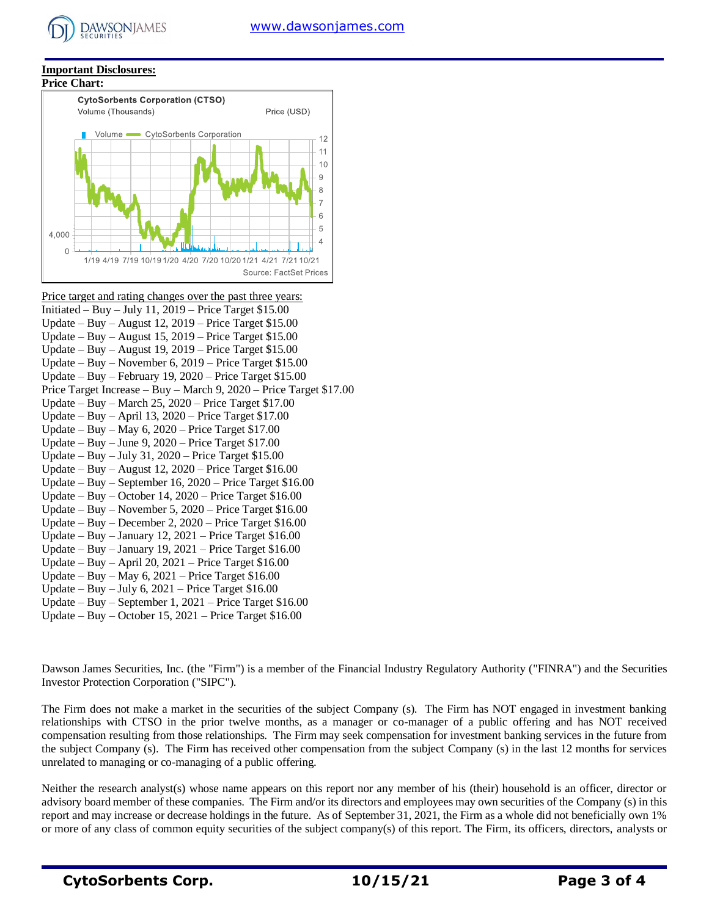**Important Disclosures:**

**Price Chart:**

Price target and rating changes over the past three years:

Initiated – Buy – July 11, 2019 – Price Target $15.00
Update – Buy – August 12, 2019 – Price Target $15.00
Update – Buy – August 15, 2019 – Price Target $15.00
Update – Buy – August 19, 2019 – Price Target $15.00
Update – Buy – November 6, 2019 – Price Target $15.00
Update – Buy – February 19, 2020 – Price Target $15.00
Price Target Increase – Buy – March 9, 2020 – Price Target $17.00
Update – Buy – March 25, 2020 – Price Target $17.00
Update – Buy – April 13, 2020 – Price Target $17.00
Update – Buy – May 6, 2020 – Price Target $17.00
Update – Buy – June 9, 2020 – Price Target $17.00
Update – Buy – July 31, 2020 – Price Target $15.00
Update – Buy – August 12, 2020 – Price Target $16.00
Update – Buy – September 16, 2020 – Price Target $16.00
Update – Buy – October 14, 2020 – Price Target $16.00
Update – Buy – November 5, 2020 – Price Target $16.00
Update – Buy – December 2, 2020 – Price Target $16.00
Update – Buy – January 12, 2021 – Price Target $16.00
Update – Buy – January 19, 2021 – Price Target $16.00
Update – Buy – April 20, 2021 – Price Target $16.00
Update – Buy – May 6, 2021 – Price Target $16.00
Update – Buy – July 6, 2021 – Price Target $16.00
Update – Buy – September 1, 2021 – Price Target $16.00
Update – Buy – October 15, 2021 – Price Target $16.00

Dawson James Securities, Inc. (the "Firm") is a member of the Financial Industry Regulatory Authority ("FINRA") and the Securities Investor Protection Corporation ("SIPC").

The Firm does not make a market in the securities of the subject Company (s). The Firm has NOT engaged in investment banking relationships with CTSO in the prior twelve months, as a manager or co-manager of a public offering and has NOT received compensation resulting from those relationships. The Firm may seek compensation for investment banking services in the future from the subject Company (s). The Firm has received other compensation from the subject Company (s) in the last 12 months for services unrelated to managing or co-managing of a public offering.

Neither the research analyst(s) whose name appears on this report nor any member of his (their) household is an officer, director or advisory board member of these companies. The Firm and/or its directors and employees may own securities of the Company (s) in this report and may increase or decrease holdings in the future. As of September 31, 2021, the Firm as a whole did not beneficially own 1% or more of any class of common equity securities of the subject company(s) of this report. The Firm, its officers, directors, analysts or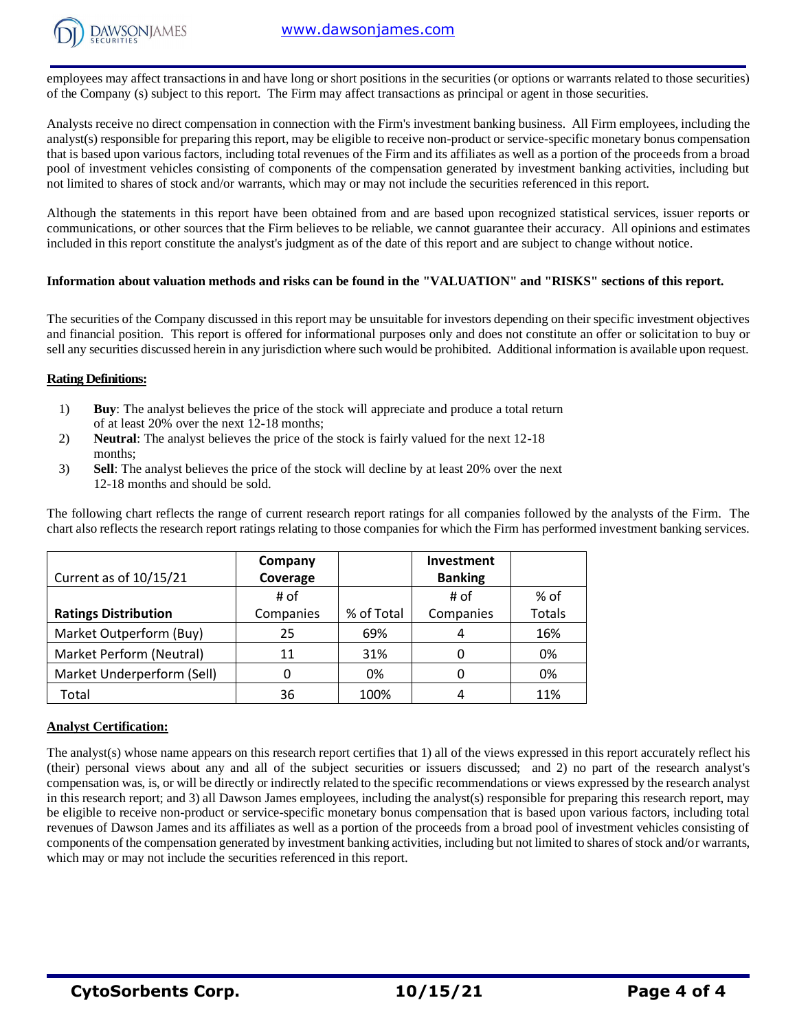employees may affect transactions in and have long or short positions in the securities (or options or warrants related to those securities) of the Company (s) subject to this report. The Firm may affect transactions as principal or agent in those securities.

Analysts receive no direct compensation in connection with the Firm's investment banking business. All Firm employees, including the analyst(s) responsible for preparing this report, may be eligible to receive non-product or service-specific monetary bonus compensation that is based upon various factors, including total revenues of the Firm and its affiliates as well as a portion of the proceeds from a broad pool of investment vehicles consisting of components of the compensation generated by investment banking activities, including but not limited to shares of stock and/or warrants, which may or may not include the securities referenced in this report.

Although the statements in this report have been obtained from and are based upon recognized statistical services, issuer reports or communications, or other sources that the Firm believes to be reliable, we cannot guarantee their accuracy. All opinions and estimates included in this report constitute the analyst's judgment as of the date of this report and are subject to change without notice.

**Information about valuation methods and risks can be found in the "VALUATION" and "RISKS" sections of this report.**

The securities of the Company discussed in this report may be unsuitable for investors depending on their specific investment objectives and financial position. This report is offered for informational purposes only and does not constitute an offer or solicitation to buy or sell any securities discussed herein in any jurisdiction where such would be prohibited. Additional information is available upon request.

**Rating Definitions:**

1) **Buy**: The analyst believes the price of the stock will appreciate and produce a total return of at least 20% over the next 12-18 months;
2) **Neutral**: The analyst believes the price of the stock is fairly valued for the next 12-18 months;
3) **Sell**: The analyst believes the price of the stock will decline by at least 20% over the next 12-18 months and should be sold.

The following chart reflects the range of current research report ratings for all companies followed by the analysts of the Firm. The chart also reflects the research report ratings relating to those companies for which the Firm has performed investment banking services.

| Current as of 10/15/21 | Company Coverage | | Investment Banking | |
|---|---|---|---|---|
| **Ratings Distribution** | # of Companies | % of Total | # of Companies | % of Totals |
| Market Outperform (Buy) | 25 | 69% | 4 | 16% |
| Market Perform (Neutral) | 11 | 31% | 0 | 0% |
| Market Underperform (Sell) | 0 | 0% | 0 | 0% |
| Total | 36 | 100% | 4 | 11% |

**Analyst Certification:**

The analyst(s) whose name appears on this research report certifies that 1) all of the views expressed in this report accurately reflect his (their) personal views about any and all of the subject securities or issuers discussed; and 2) no part of the research analyst's compensation was, is, or will be directly or indirectly related to the specific recommendations or views expressed by the research analyst in this research report; and 3) all Dawson James employees, including the analyst(s) responsible for preparing this research report, may be eligible to receive non-product or service-specific monetary bonus compensation that is based upon various factors, including total revenues of Dawson James and its affiliates as well as a portion of the proceeds from a broad pool of investment vehicles consisting of components of the compensation generated by investment banking activities, including but not limited to shares of stock and/or warrants, which may or may not include the securities referenced in this report.